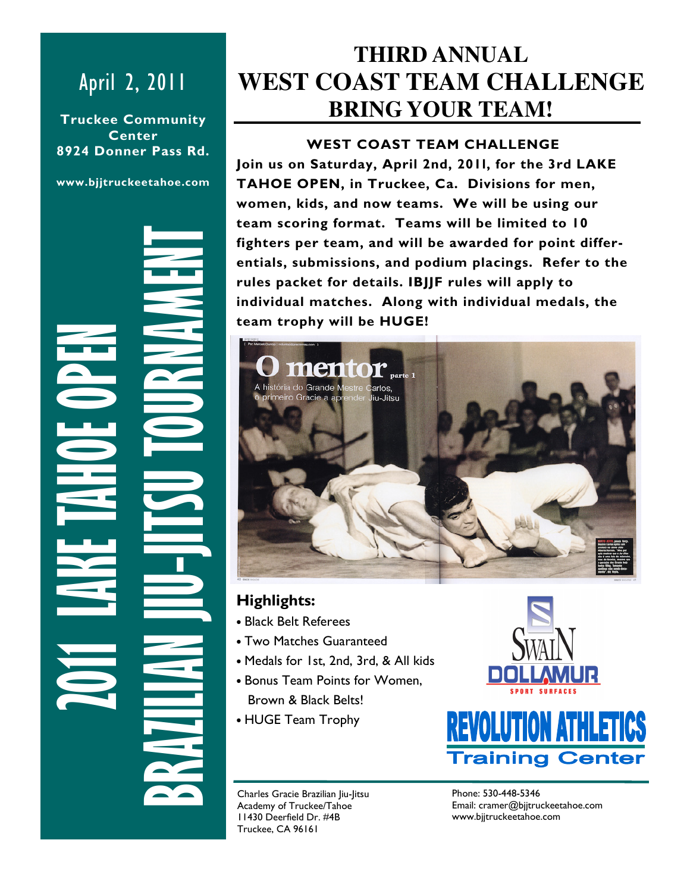April 2, 2011

**Truckee Community Center**
**8924 Donner Pass Rd.**

**www.bjjtruckeetahoe.com**

# 2011 LAKE TAHOE OPEN BRAZILIAN JIU-JITSU TOURNAMENT

# THIRD ANNUAL WEST COAST TEAM CHALLENGE
## BRING YOUR TEAM!

### WEST COAST TEAM CHALLENGE

**Join us on Saturday, April 2nd, 2011, for the 3rd LAKE TAHOE OPEN, in Truckee, Ca. Divisions for men, women, kids, and now teams. We will be using our team scoring format. Teams will be limited to 10 fighters per team, and will be awarded for point differentials, submissions, and podium placings. Refer to the rules packet for details. IBJJF rules will apply to individual matches. Along with individual medals, the team trophy will be HUGE!**

O mentor parte 1

A história do Grande Mestre Carlos, o primeiro Gracie a aprender Jiu-Jitsu

## Highlights:

- Black Belt Referees
- Two Matches Guaranteed
- Medals for 1st, 2nd, 3rd, & All kids
- Bonus Team Points for Women, Brown & Black Belts!
- HUGE Team Trophy

SWAIN DOLLAMUR SPORT SURFACES

REVOLUTION ATHLETICS Training Center

Charles Gracie Brazilian Jiu-Jitsu
Academy of Truckee/Tahoe
11430 Deerfield Dr. #4B
Truckee, CA 96161

Phone: 530-448-5346
Email: cramer@bjjtruckeetahoe.com
www.bjjtruckeetahoe.com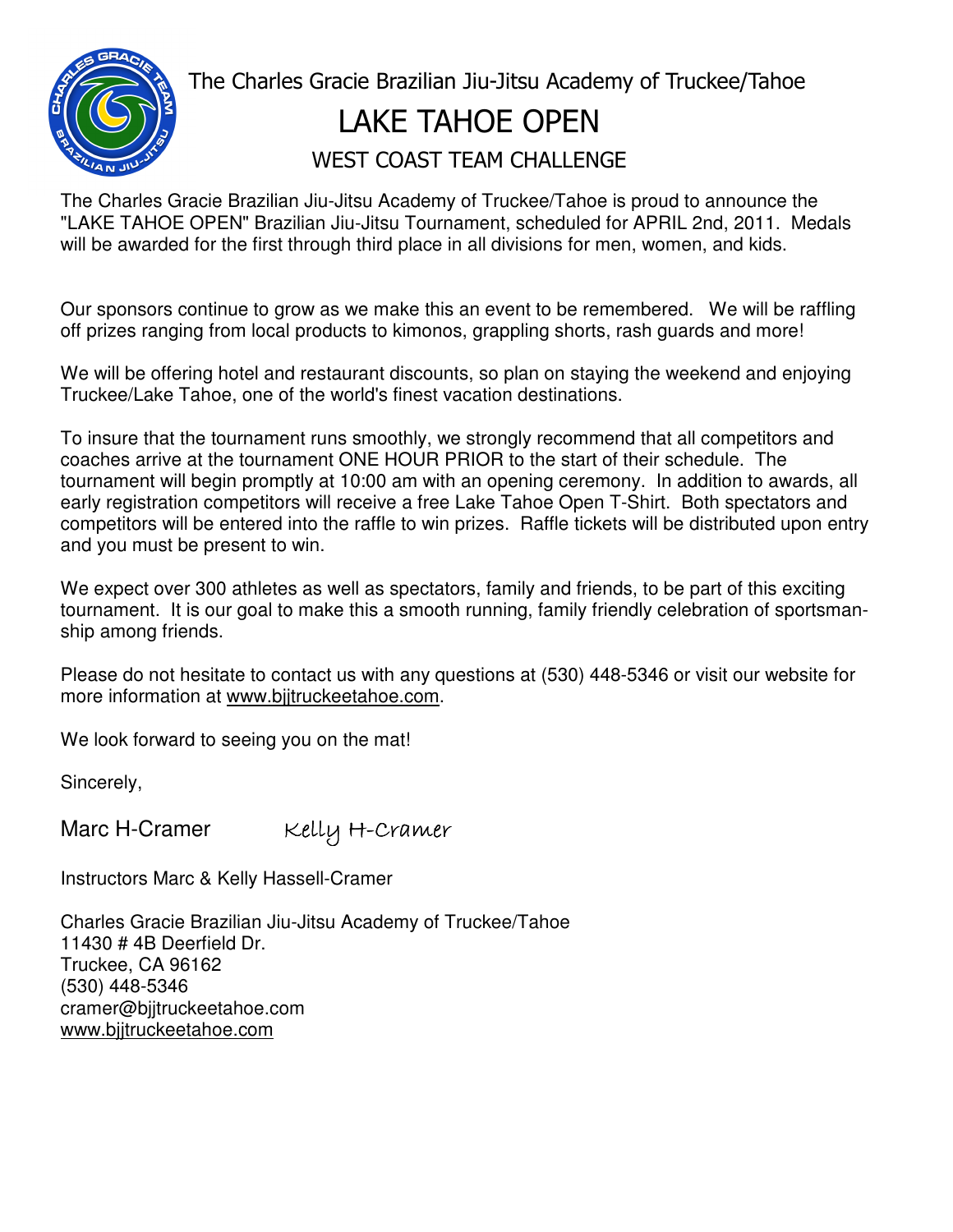The Charles Gracie Brazilian Jiu-Jitsu Academy of Truckee/Tahoe

# LAKE TAHOE OPEN

## WEST COAST TEAM CHALLENGE

The Charles Gracie Brazilian Jiu-Jitsu Academy of Truckee/Tahoe is proud to announce the "LAKE TAHOE OPEN" Brazilian Jiu-Jitsu Tournament, scheduled for APRIL 2nd, 2011. Medals will be awarded for the first through third place in all divisions for men, women, and kids.

Our sponsors continue to grow as we make this an event to be remembered. We will be raffling off prizes ranging from local products to kimonos, grappling shorts, rash guards and more!

We will be offering hotel and restaurant discounts, so plan on staying the weekend and enjoying Truckee/Lake Tahoe, one of the world's finest vacation destinations.

To insure that the tournament runs smoothly, we strongly recommend that all competitors and coaches arrive at the tournament ONE HOUR PRIOR to the start of their schedule. The tournament will begin promptly at 10:00 am with an opening ceremony. In addition to awards, all early registration competitors will receive a free Lake Tahoe Open T-Shirt. Both spectators and competitors will be entered into the raffle to win prizes. Raffle tickets will be distributed upon entry and you must be present to win.

We expect over 300 athletes as well as spectators, family and friends, to be part of this exciting tournament. It is our goal to make this a smooth running, family friendly celebration of sportsmanship among friends.

Please do not hesitate to contact us with any questions at (530) 448-5346 or visit our website for more information at www.bjjtruckeetahoe.com.

We look forward to seeing you on the mat!

Sincerely,

Marc H-Cramer        Kelly H-Cramer

Instructors Marc & Kelly Hassell-Cramer

Charles Gracie Brazilian Jiu-Jitsu Academy of Truckee/Tahoe
11430 # 4B Deerfield Dr.
Truckee, CA 96162
(530) 448-5346
cramer@bjjtruckeetahoe.com
www.bjjtruckeetahoe.com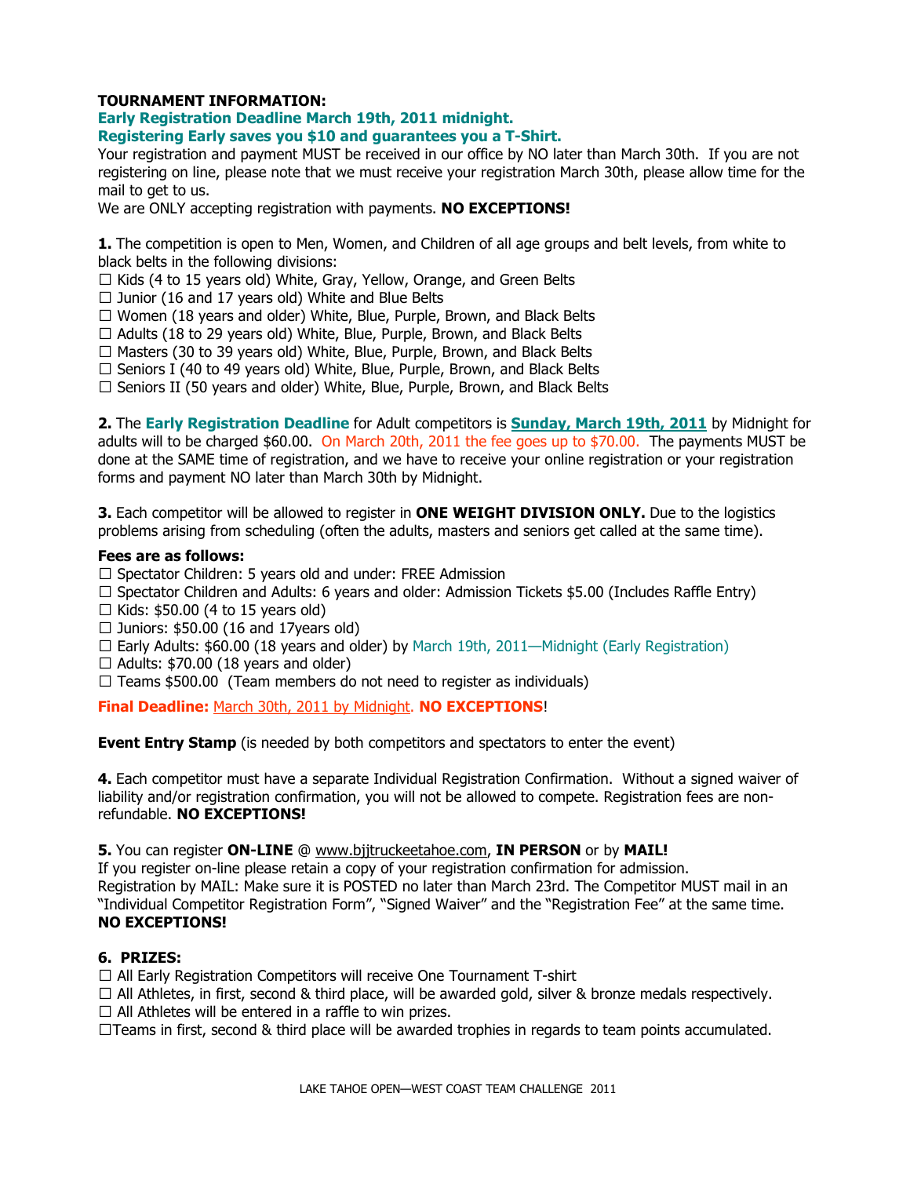**TOURNAMENT INFORMATION:**

**Early Registration Deadline March 19th, 2011 midnight.**

**Registering Early saves you $10 and guarantees you a T-Shirt.**

Your registration and payment MUST be received in our office by NO later than March 30th. If you are not registering on line, please note that we must receive your registration March 30th, please allow time for the mail to get to us.

We are ONLY accepting registration with payments. **NO EXCEPTIONS!**

**1.** The competition is open to Men, Women, and Children of all age groups and belt levels, from white to black belts in the following divisions:

☐ Kids (4 to 15 years old) White, Gray, Yellow, Orange, and Green Belts
☐ Junior (16 and 17 years old) White and Blue Belts
☐ Women (18 years and older) White, Blue, Purple, Brown, and Black Belts
☐ Adults (18 to 29 years old) White, Blue, Purple, Brown, and Black Belts
☐ Masters (30 to 39 years old) White, Blue, Purple, Brown, and Black Belts
☐ Seniors I (40 to 49 years old) White, Blue, Purple, Brown, and Black Belts
☐ Seniors II (50 years and older) White, Blue, Purple, Brown, and Black Belts

**2.** The **Early Registration Deadline** for Adult competitors is **Sunday, March 19th, 2011** by Midnight for adults will to be charged $60.00. On March 20th, 2011 the fee goes up to $70.00. The payments MUST be done at the SAME time of registration, and we have to receive your online registration or your registration forms and payment NO later than March 30th by Midnight.

**3.** Each competitor will be allowed to register in **ONE WEIGHT DIVISION ONLY.** Due to the logistics problems arising from scheduling (often the adults, masters and seniors get called at the same time).

**Fees are as follows:**

☐ Spectator Children: 5 years old and under: FREE Admission
☐ Spectator Children and Adults: 6 years and older: Admission Tickets $5.00 (Includes Raffle Entry)
☐ Kids: $50.00 (4 to 15 years old)
☐ Juniors: $50.00 (16 and 17years old)
☐ Early Adults: $60.00 (18 years and older) by March 19th, 2011—Midnight (Early Registration)
☐ Adults: $70.00 (18 years and older)
☐ Teams $500.00 (Team members do not need to register as individuals)

**Final Deadline:** March 30th, 2011 by Midnight. **NO EXCEPTIONS**!

**Event Entry Stamp** (is needed by both competitors and spectators to enter the event)

**4.** Each competitor must have a separate Individual Registration Confirmation. Without a signed waiver of liability and/or registration confirmation, you will not be allowed to compete. Registration fees are non-refundable. **NO EXCEPTIONS!**

**5.** You can register **ON-LINE** @ www.bjjtruckeetahoe.com, **IN PERSON** or by **MAIL!**

If you register on-line please retain a copy of your registration confirmation for admission.

Registration by MAIL: Make sure it is POSTED no later than March 23rd. The Competitor MUST mail in an "Individual Competitor Registration Form", "Signed Waiver" and the "Registration Fee" at the same time.

**NO EXCEPTIONS!**

**6. PRIZES:**

☐ All Early Registration Competitors will receive One Tournament T-shirt
☐ All Athletes, in first, second & third place, will be awarded gold, silver & bronze medals respectively.
☐ All Athletes will be entered in a raffle to win prizes.
☐Teams in first, second & third place will be awarded trophies in regards to team points accumulated.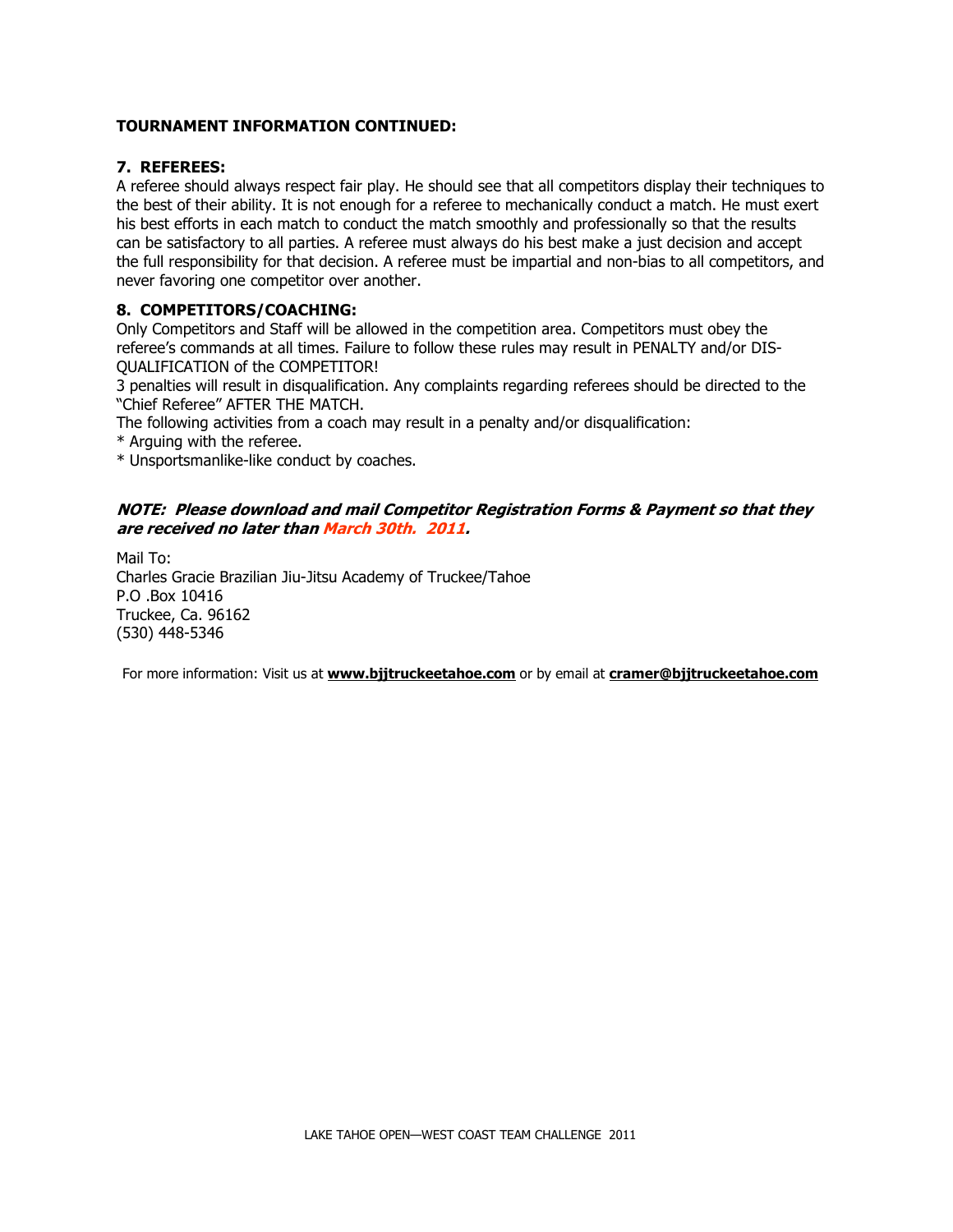**TOURNAMENT INFORMATION CONTINUED:**

### 7. REFEREES:

A referee should always respect fair play. He should see that all competitors display their techniques to the best of their ability. It is not enough for a referee to mechanically conduct a match. He must exert his best efforts in each match to conduct the match smoothly and professionally so that the results can be satisfactory to all parties. A referee must always do his best make a just decision and accept the full responsibility for that decision. A referee must be impartial and non-bias to all competitors, and never favoring one competitor over another.

### 8. COMPETITORS/COACHING:

Only Competitors and Staff will be allowed in the competition area. Competitors must obey the referee's commands at all times. Failure to follow these rules may result in PENALTY and/or DIS-QUALIFICATION of the COMPETITOR!

3 penalties will result in disqualification. Any complaints regarding referees should be directed to the "Chief Referee" AFTER THE MATCH.

The following activities from a coach may result in a penalty and/or disqualification:

* Arguing with the referee.
* Unsportsmanlike-like conduct by coaches.

***NOTE: Please download and mail Competitor Registration Forms & Payment so that they are received no later than March 30th. 2011.***

Mail To:
Charles Gracie Brazilian Jiu-Jitsu Academy of Truckee/Tahoe
P.O .Box 10416
Truckee, Ca. 96162
(530) 448-5346

For more information: Visit us at **www.bjjtruckeetahoe.com** or by email at **cramer@bjjtruckeetahoe.com**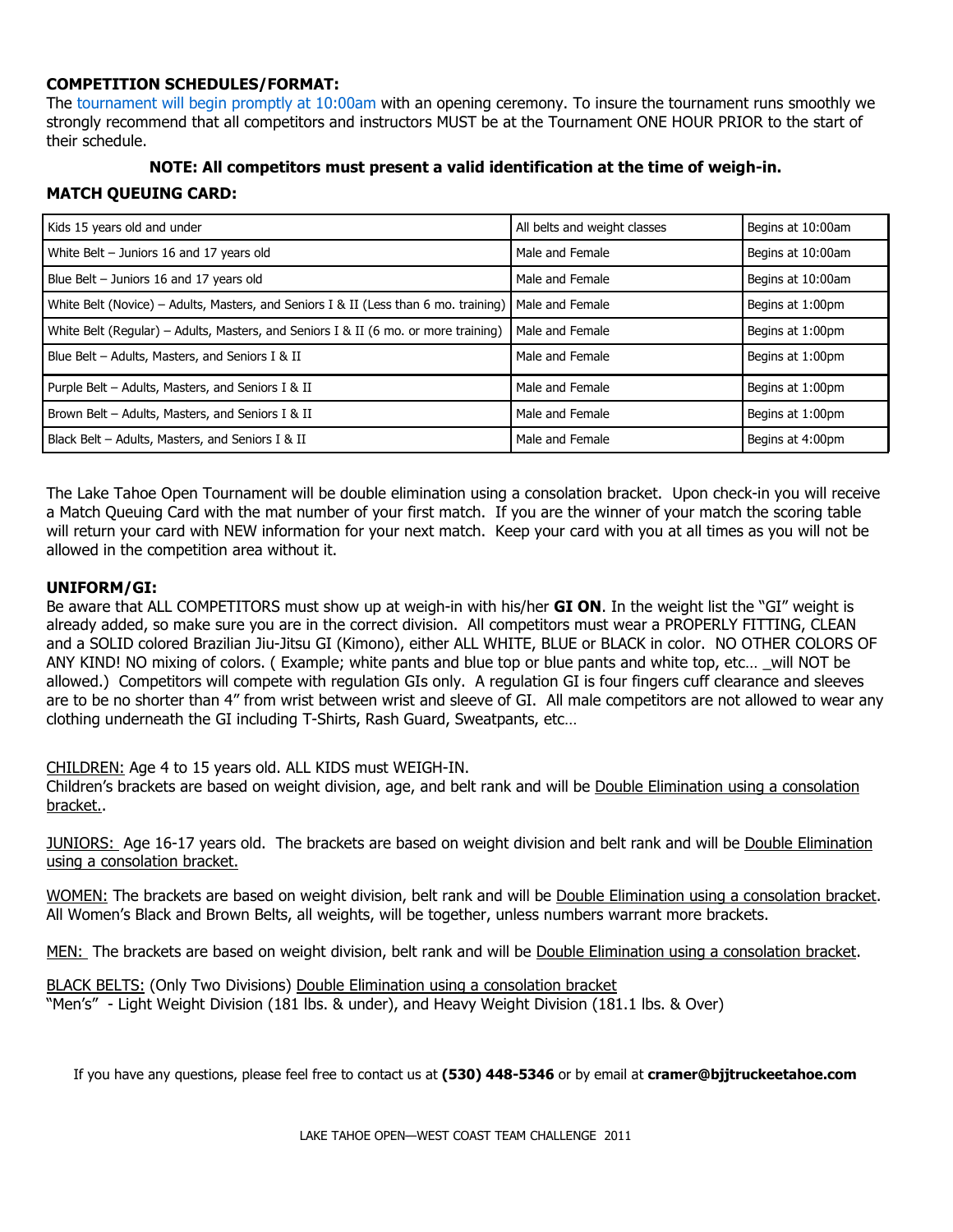**COMPETITION SCHEDULES/FORMAT:**

The tournament will begin promptly at 10:00am with an opening ceremony. To insure the tournament runs smoothly we strongly recommend that all competitors and instructors MUST be at the Tournament ONE HOUR PRIOR to the start of their schedule.

**NOTE: All competitors must present a valid identification at the time of weigh-in.**

**MATCH QUEUING CARD:**

| | | |
|---|---|---|
| Kids 15 years old and under | All belts and weight classes | Begins at 10:00am |
| White Belt – Juniors 16 and 17 years old | Male and Female | Begins at 10:00am |
| Blue Belt – Juniors 16 and 17 years old | Male and Female | Begins at 10:00am |
| White Belt (Novice) – Adults, Masters, and Seniors I & II (Less than 6 mo. training) | Male and Female | Begins at 1:00pm |
| White Belt (Regular) – Adults, Masters, and Seniors I & II (6 mo. or more training) | Male and Female | Begins at 1:00pm |
| Blue Belt – Adults, Masters, and Seniors I & II | Male and Female | Begins at 1:00pm |
| Purple Belt – Adults, Masters, and Seniors I & II | Male and Female | Begins at 1:00pm |
| Brown Belt – Adults, Masters, and Seniors I & II | Male and Female | Begins at 1:00pm |
| Black Belt – Adults, Masters, and Seniors I & II | Male and Female | Begins at 4:00pm |

The Lake Tahoe Open Tournament will be double elimination using a consolation bracket. Upon check-in you will receive a Match Queuing Card with the mat number of your first match. If you are the winner of your match the scoring table will return your card with NEW information for your next match. Keep your card with you at all times as you will not be allowed in the competition area without it.

**UNIFORM/GI:**

Be aware that ALL COMPETITORS must show up at weigh-in with his/her **GI ON**. In the weight list the "GI" weight is already added, so make sure you are in the correct division. All competitors must wear a PROPERLY FITTING, CLEAN and a SOLID colored Brazilian Jiu-Jitsu GI (Kimono), either ALL WHITE, BLUE or BLACK in color. NO OTHER COLORS OF ANY KIND! NO mixing of colors. ( Example; white pants and blue top or blue pants and white top, etc… _will NOT be allowed.) Competitors will compete with regulation GIs only. A regulation GI is four fingers cuff clearance and sleeves are to be no shorter than 4" from wrist between wrist and sleeve of GI. All male competitors are not allowed to wear any clothing underneath the GI including T-Shirts, Rash Guard, Sweatpants, etc…

CHILDREN: Age 4 to 15 years old. ALL KIDS must WEIGH-IN.
Children's brackets are based on weight division, age, and belt rank and will be Double Elimination using a consolation bracket..

JUNIORS: Age 16-17 years old. The brackets are based on weight division and belt rank and will be Double Elimination using a consolation bracket.

WOMEN: The brackets are based on weight division, belt rank and will be Double Elimination using a consolation bracket. All Women's Black and Brown Belts, all weights, will be together, unless numbers warrant more brackets.

MEN: The brackets are based on weight division, belt rank and will be Double Elimination using a consolation bracket.

BLACK BELTS: (Only Two Divisions) Double Elimination using a consolation bracket
"Men's" - Light Weight Division (181 lbs. & under), and Heavy Weight Division (181.1 lbs. & Over)

If you have any questions, please feel free to contact us at **(530) 448-5346** or by email at **cramer@bjjtruckeetahoe.com**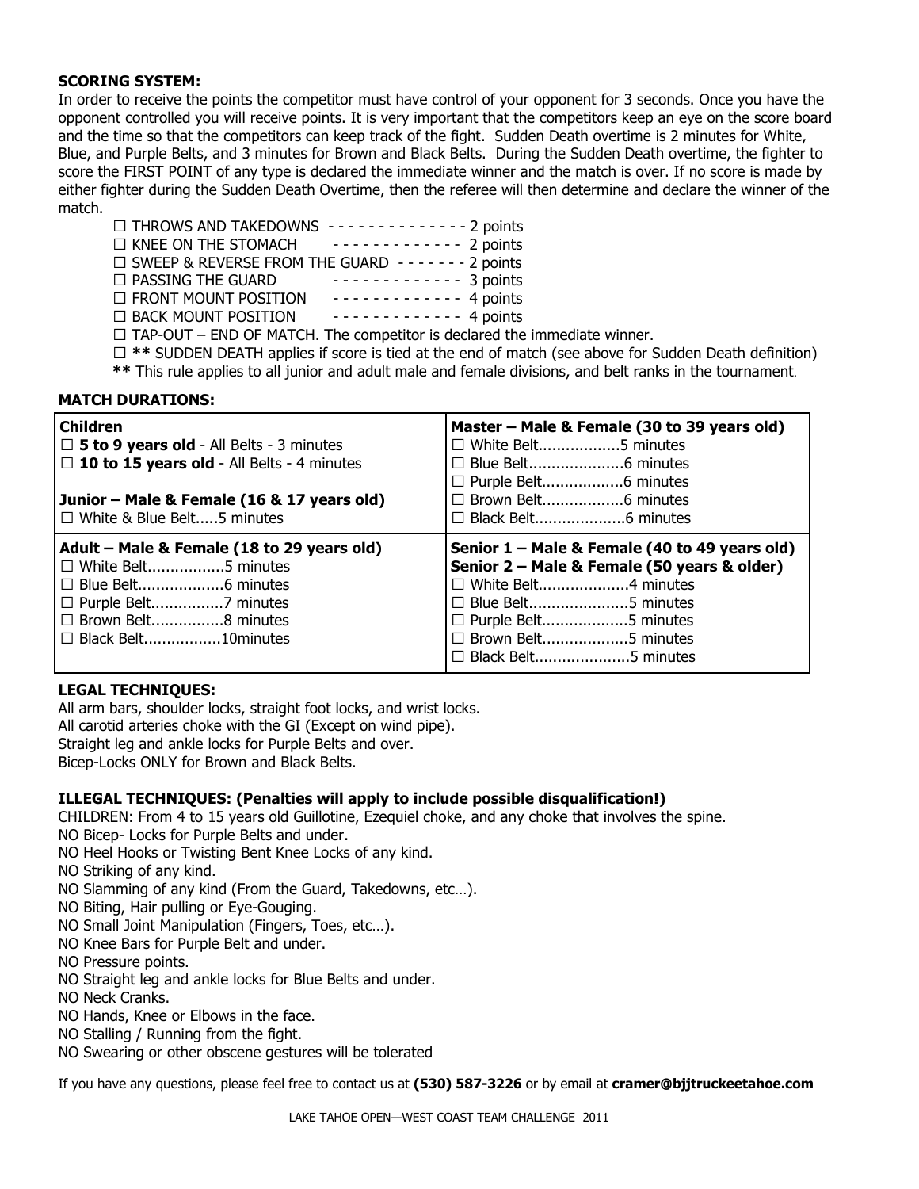**SCORING SYSTEM:**

In order to receive the points the competitor must have control of your opponent for 3 seconds. Once you have the opponent controlled you will receive points. It is very important that the competitors keep an eye on the score board and the time so that the competitors can keep track of the fight. Sudden Death overtime is 2 minutes for White, Blue, and Purple Belts, and 3 minutes for Brown and Black Belts. During the Sudden Death overtime, the fighter to score the FIRST POINT of any type is declared the immediate winner and the match is over. If no score is made by either fighter during the Sudden Death Overtime, then the referee will then determine and declare the winner of the match.

- ☐ THROWS AND TAKEDOWNS - - - - - - - - - - - - - - 2 points
- ☐ KNEE ON THE STOMACH - - - - - - - - - - - - - 2 points
- ☐ SWEEP & REVERSE FROM THE GUARD - - - - - - - 2 points
- ☐ PASSING THE GUARD - - - - - - - - - - - - - 3 points
- ☐ FRONT MOUNT POSITION - - - - - - - - - - - - - 4 points
- ☐ BACK MOUNT POSITION - - - - - - - - - - - - - 4 points
- ☐ TAP-OUT – END OF MATCH. The competitor is declared the immediate winner.
- ☐ **\*\*** SUDDEN DEATH applies if score is tied at the end of match (see above for Sudden Death definition)

**\*\*** This rule applies to all junior and adult male and female divisions, and belt ranks in the tournament.

**MATCH DURATIONS:**

| **Children**<br>☐ **5 to 9 years old** - All Belts - 3 minutes<br>☐ **10 to 15 years old** - All Belts - 4 minutes<br><br>**Junior – Male & Female (16 & 17 years old)**<br>☐ White & Blue Belt.....5 minutes | **Master – Male & Female (30 to 39 years old)**<br>☐ White Belt..................5 minutes<br>☐ Blue Belt.....................6 minutes<br>☐ Purple Belt..................6 minutes<br>☐ Brown Belt..................6 minutes<br>☐ Black Belt....................6 minutes |
|---|---|
| **Adult – Male & Female (18 to 29 years old)**<br>☐ White Belt.................5 minutes<br>☐ Blue Belt...................6 minutes<br>☐ Purple Belt................7 minutes<br>☐ Brown Belt................8 minutes<br>☐ Black Belt.................10minutes | **Senior 1 – Male & Female (40 to 49 years old)**<br>**Senior 2 – Male & Female (50 years & older)**<br>☐ White Belt....................4 minutes<br>☐ Blue Belt......................5 minutes<br>☐ Purple Belt...................5 minutes<br>☐ Brown Belt...................5 minutes<br>☐ Black Belt.....................5 minutes |

**LEGAL TECHNIQUES:**

All arm bars, shoulder locks, straight foot locks, and wrist locks.
All carotid arteries choke with the GI (Except on wind pipe).
Straight leg and ankle locks for Purple Belts and over.
Bicep-Locks ONLY for Brown and Black Belts.

**ILLEGAL TECHNIQUES: (Penalties will apply to include possible disqualification!)**

CHILDREN: From 4 to 15 years old Guillotine, Ezequiel choke, and any choke that involves the spine.
NO Bicep- Locks for Purple Belts and under.
NO Heel Hooks or Twisting Bent Knee Locks of any kind.
NO Striking of any kind.
NO Slamming of any kind (From the Guard, Takedowns, etc…).
NO Biting, Hair pulling or Eye-Gouging.
NO Small Joint Manipulation (Fingers, Toes, etc…).
NO Knee Bars for Purple Belt and under.
NO Pressure points.
NO Straight leg and ankle locks for Blue Belts and under.
NO Neck Cranks.
NO Hands, Knee or Elbows in the face.
NO Stalling / Running from the fight.
NO Swearing or other obscene gestures will be tolerated

If you have any questions, please feel free to contact us at **(530) 587-3226** or by email at **cramer@bjjtruckeetahoe.com**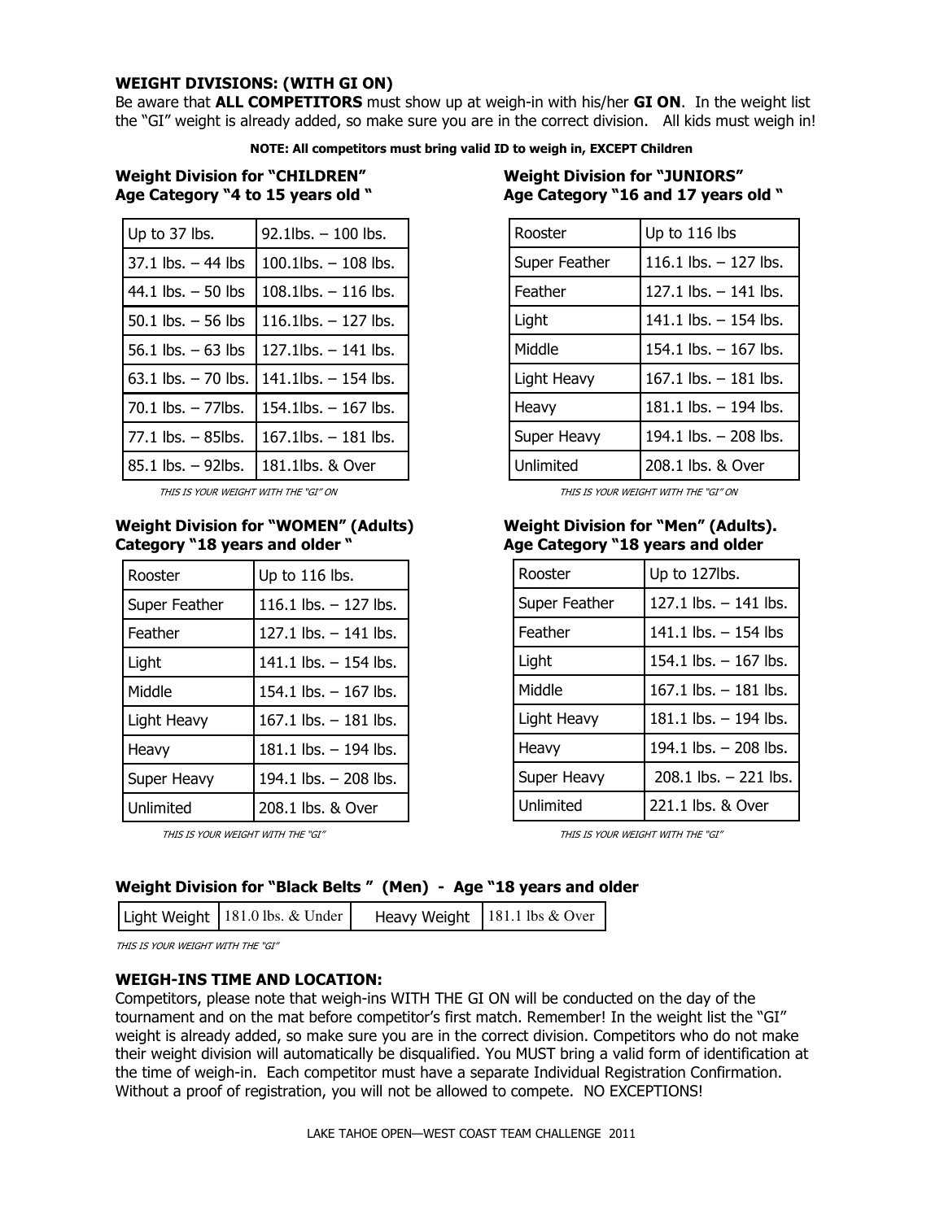**WEIGHT DIVISIONS: (WITH GI ON)**

Be aware that **ALL COMPETITORS** must show up at weigh-in with his/her **GI ON**. In the weight list the "GI" weight is already added, so make sure you are in the correct division. All kids must weigh in!

**NOTE: All competitors must bring valid ID to weigh in, EXCEPT Children**

**Weight Division for "CHILDREN"**
**Age Category "4 to 15 years old "**

| Up to 37 lbs. | 92.1lbs. – 100 lbs. |
|---|---|
| 37.1 lbs. – 44 lbs | 100.1lbs. – 108 lbs. |
| 44.1 lbs. – 50 lbs | 108.1lbs. – 116 lbs. |
| 50.1 lbs. – 56 lbs | 116.1lbs. – 127 lbs. |
| 56.1 lbs. – 63 lbs | 127.1lbs. – 141 lbs. |
| 63.1 lbs. – 70 lbs. | 141.1lbs. – 154 lbs. |
| 70.1 lbs. – 77lbs. | 154.1lbs. – 167 lbs. |
| 77.1 lbs. – 85lbs. | 167.1lbs. – 181 lbs. |
| 85.1 lbs. – 92lbs. | 181.1lbs. & Over |

*THIS IS YOUR WEIGHT WITH THE "GI" ON*

**Weight Division for "JUNIORS"**
**Age Category "16 and 17 years old "**

| Rooster | Up to 116 lbs |
|---|---|
| Super Feather | 116.1 lbs. – 127 lbs. |
| Feather | 127.1 lbs. – 141 lbs. |
| Light | 141.1 lbs. – 154 lbs. |
| Middle | 154.1 lbs. – 167 lbs. |
| Light Heavy | 167.1 lbs. – 181 lbs. |
| Heavy | 181.1 lbs. – 194 lbs. |
| Super Heavy | 194.1 lbs. – 208 lbs. |
| Unlimited | 208.1 lbs. & Over |

*THIS IS YOUR WEIGHT WITH THE "GI" ON*

**Weight Division for "WOMEN" (Adults)**
**Category "18 years and older "**

| Rooster | Up to 116 lbs. |
|---|---|
| Super Feather | 116.1 lbs. – 127 lbs. |
| Feather | 127.1 lbs. – 141 lbs. |
| Light | 141.1 lbs. – 154 lbs. |
| Middle | 154.1 lbs. – 167 lbs. |
| Light Heavy | 167.1 lbs. – 181 lbs. |
| Heavy | 181.1 lbs. – 194 lbs. |
| Super Heavy | 194.1 lbs. – 208 lbs. |
| Unlimited | 208.1 lbs. & Over |

*THIS IS YOUR WEIGHT WITH THE "GI"*

**Weight Division for "Men" (Adults).**
**Age Category "18 years and older**

| Rooster | Up to 127lbs. |
|---|---|
| Super Feather | 127.1 lbs. – 141 lbs. |
| Feather | 141.1 lbs. – 154 lbs |
| Light | 154.1 lbs. – 167 lbs. |
| Middle | 167.1 lbs. – 181 lbs. |
| Light Heavy | 181.1 lbs. – 194 lbs. |
| Heavy | 194.1 lbs. – 208 lbs. |
| Super Heavy | 208.1 lbs. – 221 lbs. |
| Unlimited | 221.1 lbs. & Over |

*THIS IS YOUR WEIGHT WITH THE "GI"*

**Weight Division for "Black Belts " (Men) - Age "18 years and older**

| Light Weight | 181.0 lbs. & Under | Heavy Weight | 181.1 lbs & Over |
|---|---|---|---|

*THIS IS YOUR WEIGHT WITH THE "GI"*

**WEIGH-INS TIME AND LOCATION:**

Competitors, please note that weigh-ins WITH THE GI ON will be conducted on the day of the tournament and on the mat before competitor's first match. Remember! In the weight list the "GI" weight is already added, so make sure you are in the correct division. Competitors who do not make their weight division will automatically be disqualified. You MUST bring a valid form of identification at the time of weigh-in. Each competitor must have a separate Individual Registration Confirmation. Without a proof of registration, you will not be allowed to compete. NO EXCEPTIONS!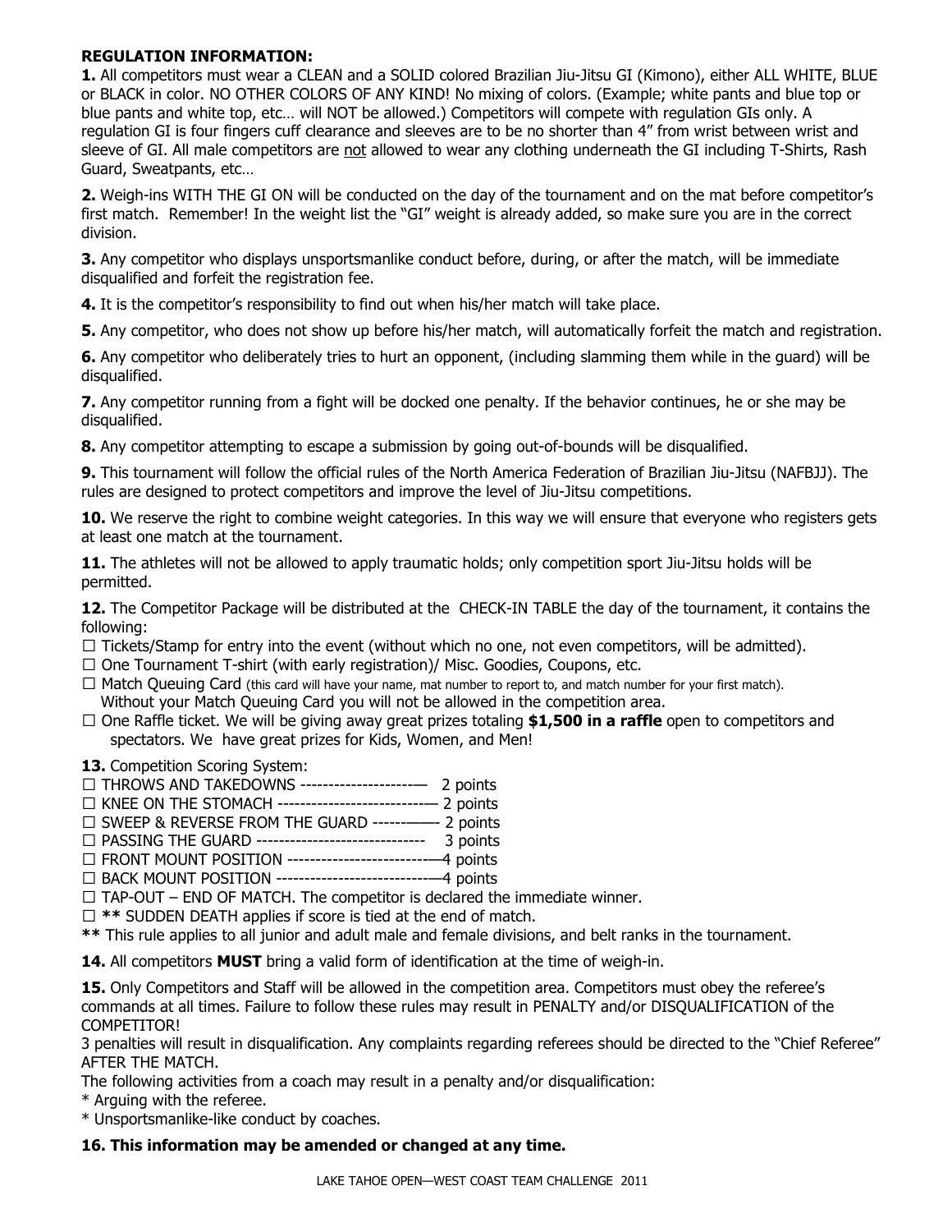**REGULATION INFORMATION:**

**1.** All competitors must wear a CLEAN and a SOLID colored Brazilian Jiu-Jitsu GI (Kimono), either ALL WHITE, BLUE or BLACK in color. NO OTHER COLORS OF ANY KIND! No mixing of colors. (Example; white pants and blue top or blue pants and white top, etc… will NOT be allowed.) Competitors will compete with regulation GIs only. A regulation GI is four fingers cuff clearance and sleeves are to be no shorter than 4" from wrist between wrist and sleeve of GI. All male competitors are not allowed to wear any clothing underneath the GI including T-Shirts, Rash Guard, Sweatpants, etc…

**2.** Weigh-ins WITH THE GI ON will be conducted on the day of the tournament and on the mat before competitor's first match. Remember! In the weight list the "GI" weight is already added, so make sure you are in the correct division.

**3.** Any competitor who displays unsportsmanlike conduct before, during, or after the match, will be immediate disqualified and forfeit the registration fee.

**4.** It is the competitor's responsibility to find out when his/her match will take place.

**5.** Any competitor, who does not show up before his/her match, will automatically forfeit the match and registration.

**6.** Any competitor who deliberately tries to hurt an opponent, (including slamming them while in the guard) will be disqualified.

**7.** Any competitor running from a fight will be docked one penalty. If the behavior continues, he or she may be disqualified.

**8.** Any competitor attempting to escape a submission by going out-of-bounds will be disqualified.

**9.** This tournament will follow the official rules of the North America Federation of Brazilian Jiu-Jitsu (NAFBJJ). The rules are designed to protect competitors and improve the level of Jiu-Jitsu competitions.

**10.** We reserve the right to combine weight categories. In this way we will ensure that everyone who registers gets at least one match at the tournament.

**11.** The athletes will not be allowed to apply traumatic holds; only competition sport Jiu-Jitsu holds will be permitted.

**12.** The Competitor Package will be distributed at the CHECK-IN TABLE the day of the tournament, it contains the following:

- ☐ Tickets/Stamp for entry into the event (without which no one, not even competitors, will be admitted).
- ☐ One Tournament T-shirt (with early registration)/ Misc. Goodies, Coupons, etc.
- ☐ Match Queuing Card (this card will have your name, mat number to report to, and match number for your first match). Without your Match Queuing Card you will not be allowed in the competition area.
- ☐ One Raffle ticket. We will be giving away great prizes totaling **$1,500 in a raffle** open to competitors and spectators. We have great prizes for Kids, Women, and Men!

**13.** Competition Scoring System:

- ☐ THROWS AND TAKEDOWNS ---------------------— 2 points
- ☐ KNEE ON THE STOMACH ---------------------------— 2 points
- ☐ SWEEP & REVERSE FROM THE GUARD -----——- 2 points
- ☐ PASSING THE GUARD ----------------------------- 3 points
- ☐ FRONT MOUNT POSITION --------------------------—4 points
- ☐ BACK MOUNT POSITION ----------------------------—4 points
- ☐ TAP-OUT – END OF MATCH. The competitor is declared the immediate winner.
- ☐ **\*\*** SUDDEN DEATH applies if score is tied at the end of match.

**\*\*** This rule applies to all junior and adult male and female divisions, and belt ranks in the tournament.

**14.** All competitors **MUST** bring a valid form of identification at the time of weigh-in.

**15.** Only Competitors and Staff will be allowed in the competition area. Competitors must obey the referee's commands at all times. Failure to follow these rules may result in PENALTY and/or DISQUALIFICATION of the COMPETITOR!

3 penalties will result in disqualification. Any complaints regarding referees should be directed to the "Chief Referee" AFTER THE MATCH.

The following activities from a coach may result in a penalty and/or disqualification:

* Arguing with the referee.
* Unsportsmanlike-like conduct by coaches.

**16. This information may be amended or changed at any time.**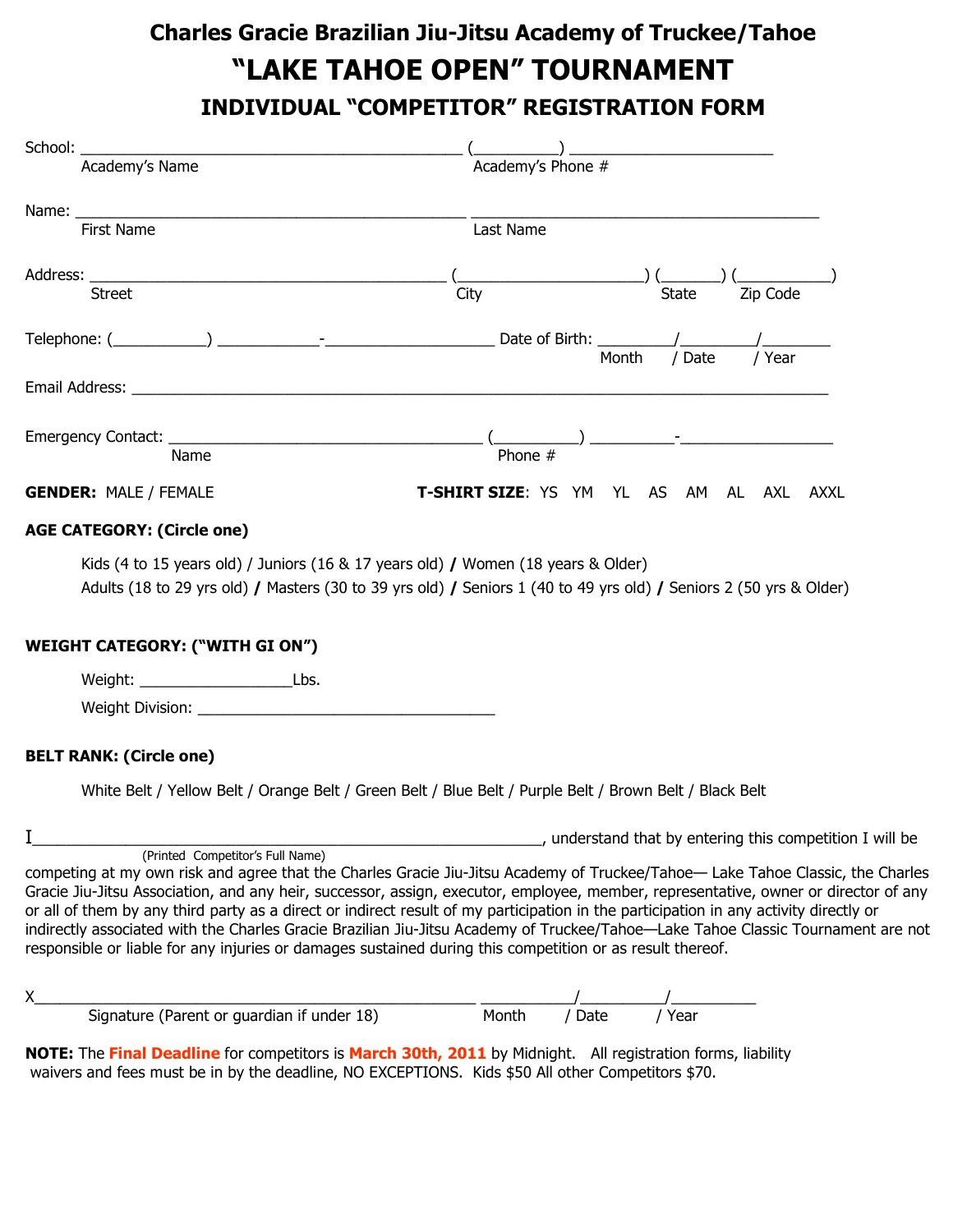# Charles Gracie Brazilian Jiu-Jitsu Academy of Truckee/Tahoe

# "LAKE TAHOE OPEN" TOURNAMENT

## INDIVIDUAL "COMPETITOR" REGISTRATION FORM

School: _____________________________________________ (__________) ________________________
Academy's Name                                                                Academy's Phone #

Name: ______________________________________________ ________________________________________
First Name                                                                         Last Name

Address: __________________________________________ (_____________________) (_______) (___________)
Street                                                                   City                                          State        Zip Code

Telephone: (___________) ____________-___________________ Date of Birth: _________/_________/________
Month      / Date       / Year

Email Address: ________________________________________________________________________________

Emergency Contact: ____________________________________ (__________) __________-__________________
Name                                                          Phone #

**GENDER:** MALE / FEMALE                                  **T-SHIRT SIZE**: YS YM YL AS AM AL AXL AXXL

**AGE CATEGORY: (Circle one)**

Kids (4 to 15 years old) / Juniors (16 & 17 years old) **/** Women (18 years & Older)
Adults (18 to 29 yrs old) **/** Masters (30 to 39 yrs old) **/** Seniors 1 (40 to 49 yrs old) **/** Seniors 2 (50 yrs & Older)

**WEIGHT CATEGORY: ("WITH GI ON")**

Weight: __________________Lbs.

Weight Division: ___________________________________

**BELT RANK: (Circle one)**

White Belt / Yellow Belt / Orange Belt / Green Belt / Blue Belt / Purple Belt / Brown Belt / Black Belt

I__________________________________________________________, understand that by entering this competition I will be
(Printed Competitor's Full Name)
competing at my own risk and agree that the Charles Gracie Jiu-Jitsu Academy of Truckee/Tahoe— Lake Tahoe Classic, the Charles Gracie Jiu-Jitsu Association, and any heir, successor, assign, executor, employee, member, representative, owner or director of any or all of them by any third party as a direct or indirect result of my participation in the participation in any activity directly or indirectly associated with the Charles Gracie Brazilian Jiu-Jitsu Academy of Truckee/Tahoe—Lake Tahoe Classic Tournament are not responsible or liable for any injuries or damages sustained during this competition or as result thereof.

X_____________________________________________________ ___________/__________/__________
Signature (Parent or guardian if under 18)                              Month       / Date        / Year

**NOTE:** The **Final Deadline** for competitors is **March 30th, 2011** by Midnight. All registration forms, liability waivers and fees must be in by the deadline, NO EXCEPTIONS. Kids $50 All other Competitors $70.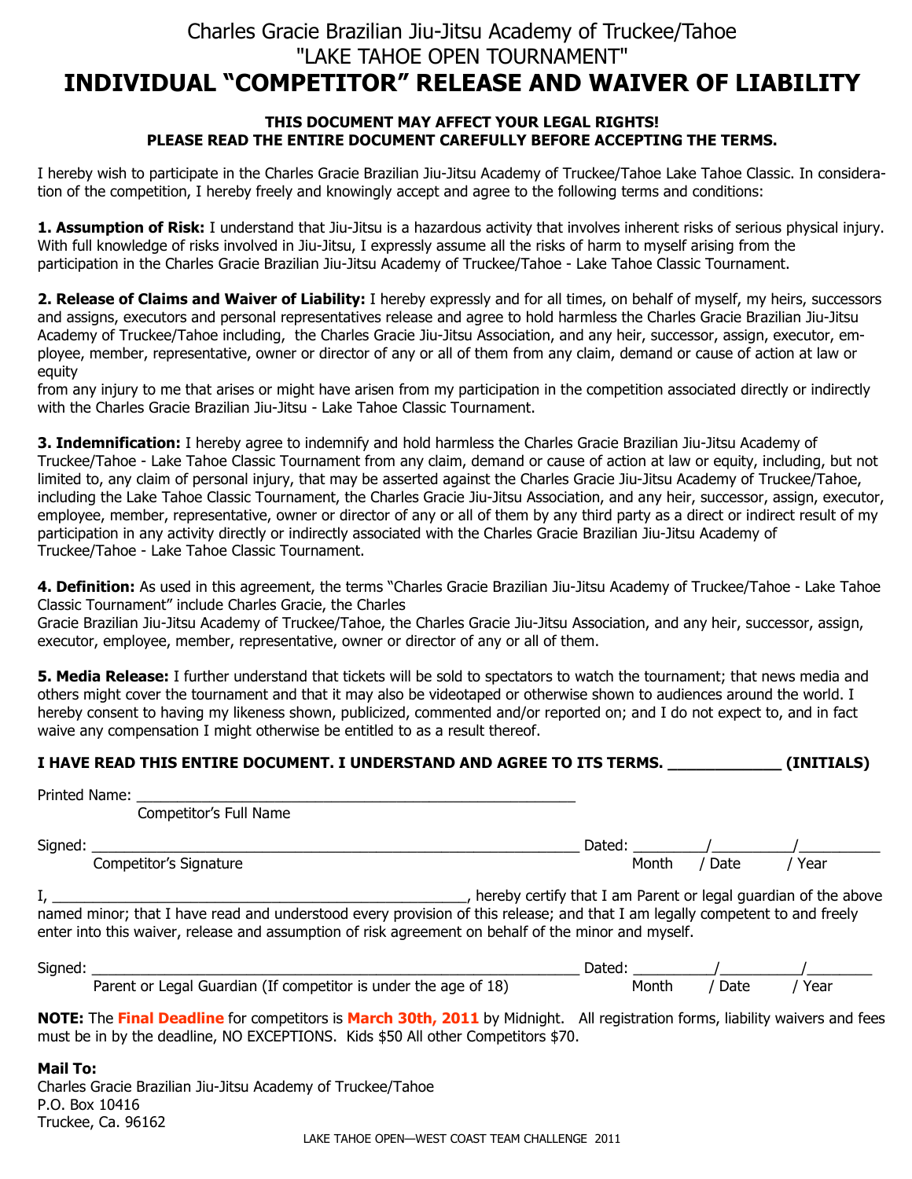Charles Gracie Brazilian Jiu-Jitsu Academy of Truckee/Tahoe

"LAKE TAHOE OPEN TOURNAMENT"

# INDIVIDUAL "COMPETITOR" RELEASE AND WAIVER OF LIABILITY

**THIS DOCUMENT MAY AFFECT YOUR LEGAL RIGHTS!**
**PLEASE READ THE ENTIRE DOCUMENT CAREFULLY BEFORE ACCEPTING THE TERMS.**

I hereby wish to participate in the Charles Gracie Brazilian Jiu-Jitsu Academy of Truckee/Tahoe Lake Tahoe Classic. In consideration of the competition, I hereby freely and knowingly accept and agree to the following terms and conditions:

**1. Assumption of Risk:** I understand that Jiu-Jitsu is a hazardous activity that involves inherent risks of serious physical injury. With full knowledge of risks involved in Jiu-Jitsu, I expressly assume all the risks of harm to myself arising from the participation in the Charles Gracie Brazilian Jiu-Jitsu Academy of Truckee/Tahoe - Lake Tahoe Classic Tournament.

**2. Release of Claims and Waiver of Liability:** I hereby expressly and for all times, on behalf of myself, my heirs, successors and assigns, executors and personal representatives release and agree to hold harmless the Charles Gracie Brazilian Jiu-Jitsu Academy of Truckee/Tahoe including, the Charles Gracie Jiu-Jitsu Association, and any heir, successor, assign, executor, employee, member, representative, owner or director of any or all of them from any claim, demand or cause of action at law or equity
from any injury to me that arises or might have arisen from my participation in the competition associated directly or indirectly with the Charles Gracie Brazilian Jiu-Jitsu - Lake Tahoe Classic Tournament.

**3. Indemnification:** I hereby agree to indemnify and hold harmless the Charles Gracie Brazilian Jiu-Jitsu Academy of Truckee/Tahoe - Lake Tahoe Classic Tournament from any claim, demand or cause of action at law or equity, including, but not limited to, any claim of personal injury, that may be asserted against the Charles Gracie Jiu-Jitsu Academy of Truckee/Tahoe, including the Lake Tahoe Classic Tournament, the Charles Gracie Jiu-Jitsu Association, and any heir, successor, assign, executor, employee, member, representative, owner or director of any or all of them by any third party as a direct or indirect result of my participation in any activity directly or indirectly associated with the Charles Gracie Brazilian Jiu-Jitsu Academy of Truckee/Tahoe - Lake Tahoe Classic Tournament.

**4. Definition:** As used in this agreement, the terms "Charles Gracie Brazilian Jiu-Jitsu Academy of Truckee/Tahoe - Lake Tahoe Classic Tournament" include Charles Gracie, the Charles
Gracie Brazilian Jiu-Jitsu Academy of Truckee/Tahoe, the Charles Gracie Jiu-Jitsu Association, and any heir, successor, assign, executor, employee, member, representative, owner or director of any or all of them.

**5. Media Release:** I further understand that tickets will be sold to spectators to watch the tournament; that news media and others might cover the tournament and that it may also be videotaped or otherwise shown to audiences around the world. I hereby consent to having my likeness shown, publicized, commented and/or reported on; and I do not expect to, and in fact waive any compensation I might otherwise be entitled to as a result thereof.

**I HAVE READ THIS ENTIRE DOCUMENT. I UNDERSTAND AND AGREE TO ITS TERMS. ____________ (INITIALS)**

Printed Name: ______________________________________________________
Competitor's Full Name

Signed: ______________________________________________________ Dated: _________/_________/_________
Competitor's Signature Month / Date / Year

I, ______________________________________________, hereby certify that I am Parent or legal guardian of the above named minor; that I have read and understood every provision of this release; and that I am legally competent to and freely enter into this waiver, release and assumption of risk agreement on behalf of the minor and myself.

Signed: ______________________________________________________ Dated: _________/_________/_________
Parent or Legal Guardian (If competitor is under the age of 18) Month / Date / Year

**NOTE:** The **Final Deadline** for competitors is **March 30th, 2011** by Midnight. All registration forms, liability waivers and fees must be in by the deadline, NO EXCEPTIONS. Kids $50 All other Competitors $70.

**Mail To:**
Charles Gracie Brazilian Jiu-Jitsu Academy of Truckee/Tahoe
P.O. Box 10416
Truckee, Ca. 96162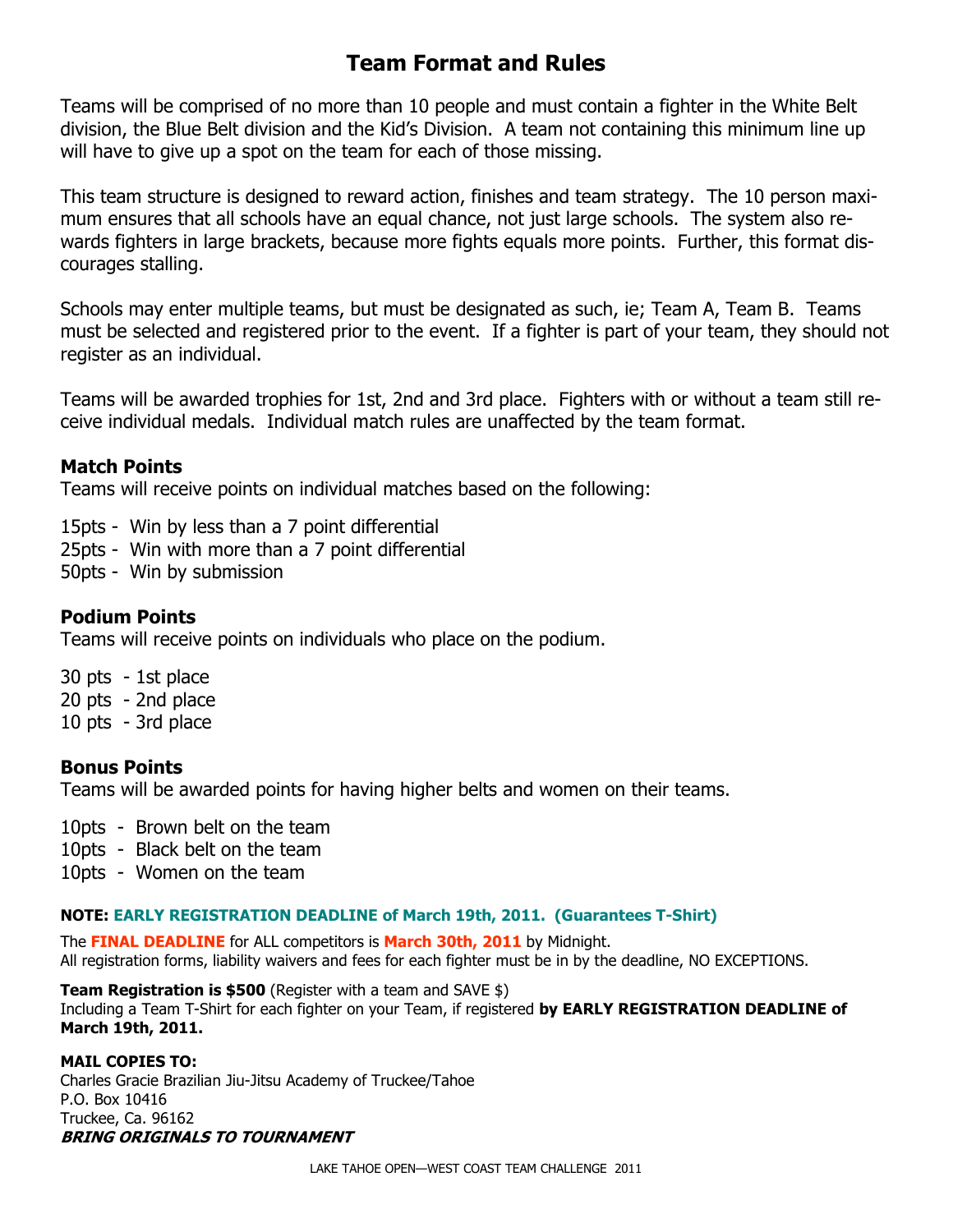# Team Format and Rules

Teams will be comprised of no more than 10 people and must contain a fighter in the White Belt division, the Blue Belt division and the Kid's Division. A team not containing this minimum line up will have to give up a spot on the team for each of those missing.

This team structure is designed to reward action, finishes and team strategy. The 10 person maximum ensures that all schools have an equal chance, not just large schools. The system also rewards fighters in large brackets, because more fights equals more points. Further, this format discourages stalling.

Schools may enter multiple teams, but must be designated as such, ie; Team A, Team B. Teams must be selected and registered prior to the event. If a fighter is part of your team, they should not register as an individual.

Teams will be awarded trophies for 1st, 2nd and 3rd place. Fighters with or without a team still receive individual medals. Individual match rules are unaffected by the team format.

### Match Points

Teams will receive points on individual matches based on the following:

15pts - Win by less than a 7 point differential
25pts - Win with more than a 7 point differential
50pts - Win by submission

### Podium Points

Teams will receive points on individuals who place on the podium.

30 pts - 1st place
20 pts - 2nd place
10 pts - 3rd place

### Bonus Points

Teams will be awarded points for having higher belts and women on their teams.

10pts - Brown belt on the team
10pts - Black belt on the team
10pts - Women on the team

**NOTE: EARLY REGISTRATION DEADLINE of March 19th, 2011. (Guarantees T-Shirt)**

The **FINAL DEADLINE** for ALL competitors is **March 30th, 2011** by Midnight.
All registration forms, liability waivers and fees for each fighter must be in by the deadline, NO EXCEPTIONS.

**Team Registration is $500** (Register with a team and SAVE $)
Including a Team T-Shirt for each fighter on your Team, if registered **by EARLY REGISTRATION DEADLINE of March 19th, 2011.**

**MAIL COPIES TO:**
Charles Gracie Brazilian Jiu-Jitsu Academy of Truckee/Tahoe
P.O. Box 10416
Truckee, Ca. 96162
***BRING ORIGINALS TO TOURNAMENT***